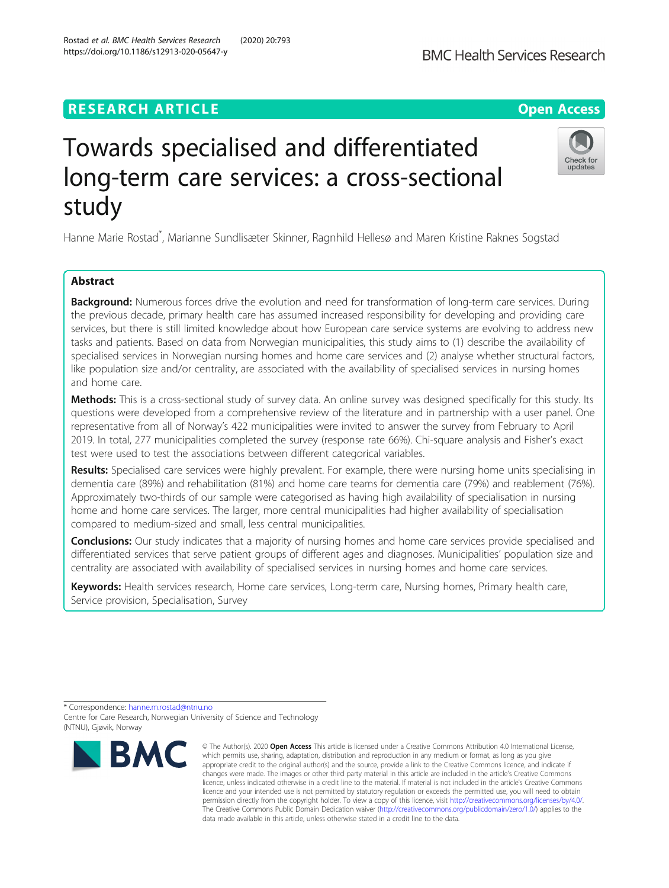RESEARCH ARTICLE

Open Access

# Towards specialised and differentiated long-term care services: a cross-sectional study

Hanne Marie Rostad*, Marianne Sundlisæter Skinner, Ragnhild Hellesø and Maren Kristine Raknes Sogstad

## Abstract

**Background:** Numerous forces drive the evolution and need for transformation of long-term care services. During the previous decade, primary health care has assumed increased responsibility for developing and providing care services, but there is still limited knowledge about how European care service systems are evolving to address new tasks and patients. Based on data from Norwegian municipalities, this study aims to (1) describe the availability of specialised services in Norwegian nursing homes and home care services and (2) analyse whether structural factors, like population size and/or centrality, are associated with the availability of specialised services in nursing homes and home care.

**Methods:** This is a cross-sectional study of survey data. An online survey was designed specifically for this study. Its questions were developed from a comprehensive review of the literature and in partnership with a user panel. One representative from all of Norway's 422 municipalities were invited to answer the survey from February to April 2019. In total, 277 municipalities completed the survey (response rate 66%). Chi-square analysis and Fisher's exact test were used to test the associations between different categorical variables.

**Results:** Specialised care services were highly prevalent. For example, there were nursing home units specialising in dementia care (89%) and rehabilitation (81%) and home care teams for dementia care (79%) and reablement (76%). Approximately two-thirds of our sample were categorised as having high availability of specialisation in nursing home and home care services. The larger, more central municipalities had higher availability of specialisation compared to medium-sized and small, less central municipalities.

**Conclusions:** Our study indicates that a majority of nursing homes and home care services provide specialised and differentiated services that serve patient groups of different ages and diagnoses. Municipalities' population size and centrality are associated with availability of specialised services in nursing homes and home care services.

**Keywords:** Health services research, Home care services, Long-term care, Nursing homes, Primary health care, Service provision, Specialisation, Survey

* Correspondence: hanne.m.rostad@ntnu.no
Centre for Care Research, Norwegian University of Science and Technology (NTNU), Gjøvik, Norway

© The Author(s). 2020 **Open Access** This article is licensed under a Creative Commons Attribution 4.0 International License, which permits use, sharing, adaptation, distribution and reproduction in any medium or format, as long as you give appropriate credit to the original author(s) and the source, provide a link to the Creative Commons licence, and indicate if changes were made. The images or other third party material in this article are included in the article's Creative Commons licence, unless indicated otherwise in a credit line to the material. If material is not included in the article's Creative Commons licence and your intended use is not permitted by statutory regulation or exceeds the permitted use, you will need to obtain permission directly from the copyright holder. To view a copy of this licence, visit http://creativecommons.org/licenses/by/4.0/. The Creative Commons Public Domain Dedication waiver (http://creativecommons.org/publicdomain/zero/1.0/) applies to the data made available in this article, unless otherwise stated in a credit line to the data.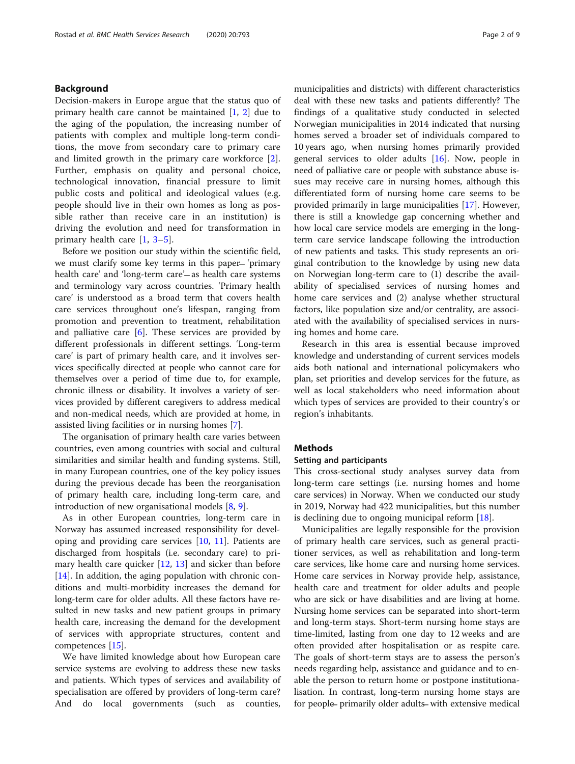## Background

Decision-makers in Europe argue that the status quo of primary health care cannot be maintained [1, 2] due to the aging of the population, the increasing number of patients with complex and multiple long-term conditions, the move from secondary care to primary care and limited growth in the primary care workforce [2]. Further, emphasis on quality and personal choice, technological innovation, financial pressure to limit public costs and political and ideological values (e.g. people should live in their own homes as long as possible rather than receive care in an institution) is driving the evolution and need for transformation in primary health care [1, 3–5].

Before we position our study within the scientific field, we must clarify some key terms in this paper— 'primary health care' and 'long-term care'— as health care systems and terminology vary across countries. 'Primary health care' is understood as a broad term that covers health care services throughout one's lifespan, ranging from promotion and prevention to treatment, rehabilitation and palliative care [6]. These services are provided by different professionals in different settings. 'Long-term care' is part of primary health care, and it involves services specifically directed at people who cannot care for themselves over a period of time due to, for example, chronic illness or disability. It involves a variety of services provided by different caregivers to address medical and non-medical needs, which are provided at home, in assisted living facilities or in nursing homes [7].

The organisation of primary health care varies between countries, even among countries with social and cultural similarities and similar health and funding systems. Still, in many European countries, one of the key policy issues during the previous decade has been the reorganisation of primary health care, including long-term care, and introduction of new organisational models [8, 9].

As in other European countries, long-term care in Norway has assumed increased responsibility for developing and providing care services [10, 11]. Patients are discharged from hospitals (i.e. secondary care) to primary health care quicker [12, 13] and sicker than before [14]. In addition, the aging population with chronic conditions and multi-morbidity increases the demand for long-term care for older adults. All these factors have resulted in new tasks and new patient groups in primary health care, increasing the demand for the development of services with appropriate structures, content and competences [15].

We have limited knowledge about how European care service systems are evolving to address these new tasks and patients. Which types of services and availability of specialisation are offered by providers of long-term care? And do local governments (such as counties, municipalities and districts) with different characteristics deal with these new tasks and patients differently? The findings of a qualitative study conducted in selected Norwegian municipalities in 2014 indicated that nursing homes served a broader set of individuals compared to 10 years ago, when nursing homes primarily provided general services to older adults [16]. Now, people in need of palliative care or people with substance abuse issues may receive care in nursing homes, although this differentiated form of nursing home care seems to be provided primarily in large municipalities [17]. However, there is still a knowledge gap concerning whether and how local care service models are emerging in the long-term care service landscape following the introduction of new patients and tasks. This study represents an original contribution to the knowledge by using new data on Norwegian long-term care to (1) describe the availability of specialised services of nursing homes and home care services and (2) analyse whether structural factors, like population size and/or centrality, are associated with the availability of specialised services in nursing homes and home care.

Research in this area is essential because improved knowledge and understanding of current services models aids both national and international policymakers who plan, set priorities and develop services for the future, as well as local stakeholders who need information about which types of services are provided to their country's or region's inhabitants.

## Methods

### Setting and participants

This cross-sectional study analyses survey data from long-term care settings (i.e. nursing homes and home care services) in Norway. When we conducted our study in 2019, Norway had 422 municipalities, but this number is declining due to ongoing municipal reform [18].

Municipalities are legally responsible for the provision of primary health care services, such as general practitioner services, as well as rehabilitation and long-term care services, like home care and nursing home services. Home care services in Norway provide help, assistance, health care and treatment for older adults and people who are sick or have disabilities and are living at home. Nursing home services can be separated into short-term and long-term stays. Short-term nursing home stays are time-limited, lasting from one day to 12 weeks and are often provided after hospitalisation or as respite care. The goals of short-term stays are to assess the person's needs regarding help, assistance and guidance and to enable the person to return home or postpone institutionalisation. In contrast, long-term nursing home stays are for people— primarily older adults— with extensive medical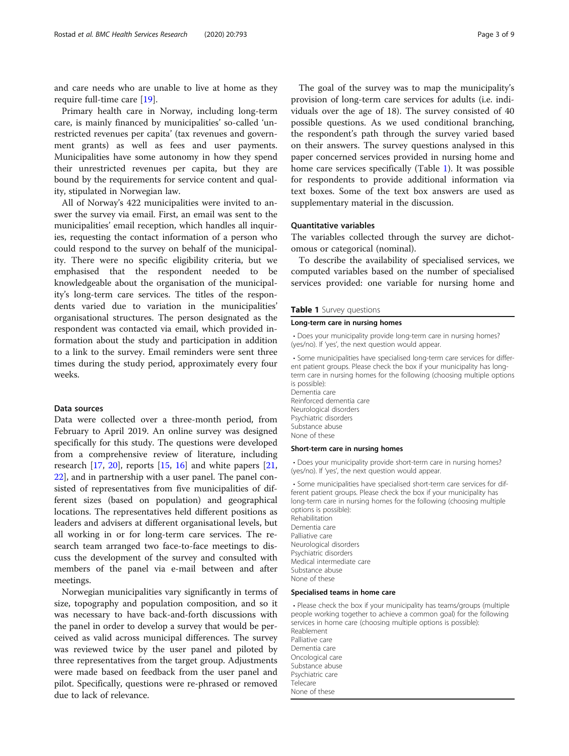and care needs who are unable to live at home as they require full-time care [19].

Primary health care in Norway, including long-term care, is mainly financed by municipalities' so-called 'unrestricted revenues per capita' (tax revenues and government grants) as well as fees and user payments. Municipalities have some autonomy in how they spend their unrestricted revenues per capita, but they are bound by the requirements for service content and quality, stipulated in Norwegian law.

All of Norway's 422 municipalities were invited to answer the survey via email. First, an email was sent to the municipalities' email reception, which handles all inquiries, requesting the contact information of a person who could respond to the survey on behalf of the municipality. There were no specific eligibility criteria, but we emphasised that the respondent needed to be knowledgeable about the organisation of the municipality's long-term care services. The titles of the respondents varied due to variation in the municipalities' organisational structures. The person designated as the respondent was contacted via email, which provided information about the study and participation in addition to a link to the survey. Email reminders were sent three times during the study period, approximately every four weeks.

### Data sources

Data were collected over a three-month period, from February to April 2019. An online survey was designed specifically for this study. The questions were developed from a comprehensive review of literature, including research [17, 20], reports [15, 16] and white papers [21, 22], and in partnership with a user panel. The panel consisted of representatives from five municipalities of different sizes (based on population) and geographical locations. The representatives held different positions as leaders and advisers at different organisational levels, but all working in or for long-term care services. The research team arranged two face-to-face meetings to discuss the development of the survey and consulted with members of the panel via e-mail between and after meetings.

Norwegian municipalities vary significantly in terms of size, topography and population composition, and so it was necessary to have back-and-forth discussions with the panel in order to develop a survey that would be perceived as valid across municipal differences. The survey was reviewed twice by the user panel and piloted by three representatives from the target group. Adjustments were made based on feedback from the user panel and pilot. Specifically, questions were re-phrased or removed due to lack of relevance.

The goal of the survey was to map the municipality's provision of long-term care services for adults (i.e. individuals over the age of 18). The survey consisted of 40 possible questions. As we used conditional branching, the respondent's path through the survey varied based on their answers. The survey questions analysed in this paper concerned services provided in nursing home and home care services specifically (Table 1). It was possible for respondents to provide additional information via text boxes. Some of the text box answers are used as supplementary material in the discussion.

### Quantitative variables

The variables collected through the survey are dichotomous or categorical (nominal).

To describe the availability of specialised services, we computed variables based on the number of specialised services provided: one variable for nursing home and

**Table 1** Survey questions

| **Long-term care in nursing homes** |
|---|
| • Does your municipality provide long-term care in nursing homes? (yes/no). If 'yes', the next question would appear. |
| • Some municipalities have specialised long-term care services for different patient groups. Please check the box if your municipality has long-term care in nursing homes for the following (choosing multiple options is possible):<br>Dementia care<br>Reinforced dementia care<br>Neurological disorders<br>Psychiatric disorders<br>Substance abuse<br>None of these |
| **Short-term care in nursing homes** |
| • Does your municipality provide short-term care in nursing homes? (yes/no). If 'yes', the next question would appear. |
| • Some municipalities have specialised short-term care services for different patient groups. Please check the box if your municipality has long-term care in nursing homes for the following (choosing multiple options is possible):<br>Rehabilitation<br>Dementia care<br>Palliative care<br>Neurological disorders<br>Psychiatric disorders<br>Medical intermediate care<br>Substance abuse<br>None of these |
| **Specialised teams in home care** |
| • Please check the box if your municipality has teams/groups (multiple people working together to achieve a common goal) for the following services in home care (choosing multiple options is possible):<br>Reablement<br>Palliative care<br>Dementia care<br>Oncological care<br>Substance abuse<br>Psychiatric care<br>Telecare<br>None of these |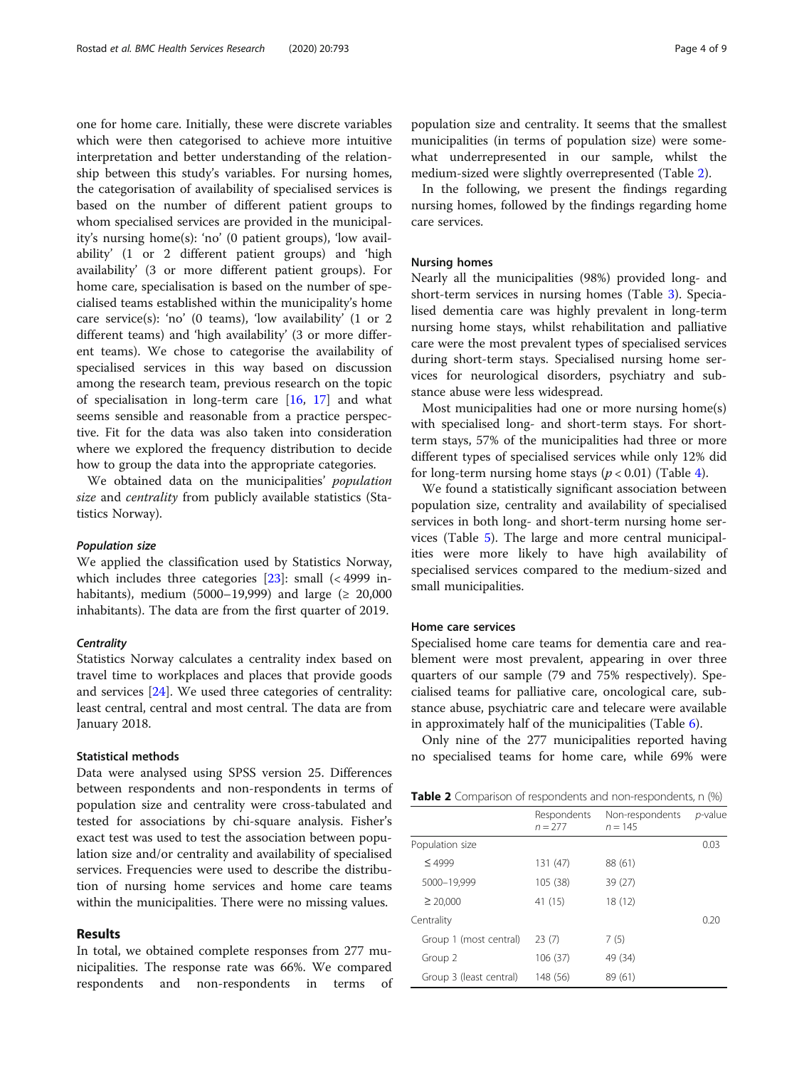one for home care. Initially, these were discrete variables which were then categorised to achieve more intuitive interpretation and better understanding of the relationship between this study's variables. For nursing homes, the categorisation of availability of specialised services is based on the number of different patient groups to whom specialised services are provided in the municipality's nursing home(s): 'no' (0 patient groups), 'low availability' (1 or 2 different patient groups) and 'high availability' (3 or more different patient groups). For home care, specialisation is based on the number of specialised teams established within the municipality's home care service(s): 'no' (0 teams), 'low availability' (1 or 2 different teams) and 'high availability' (3 or more different teams). We chose to categorise the availability of specialised services in this way based on discussion among the research team, previous research on the topic of specialisation in long-term care [16, 17] and what seems sensible and reasonable from a practice perspective. Fit for the data was also taken into consideration where we explored the frequency distribution to decide how to group the data into the appropriate categories.

We obtained data on the municipalities' *population size* and *centrality* from publicly available statistics (Statistics Norway).

#### *Population size*

We applied the classification used by Statistics Norway, which includes three categories [23]: small (< 4999 inhabitants), medium (5000–19,999) and large (≥ 20,000 inhabitants). The data are from the first quarter of 2019.

#### *Centrality*

Statistics Norway calculates a centrality index based on travel time to workplaces and places that provide goods and services [24]. We used three categories of centrality: least central, central and most central. The data are from January 2018.

### Statistical methods

Data were analysed using SPSS version 25. Differences between respondents and non-respondents in terms of population size and centrality were cross-tabulated and tested for associations by chi-square analysis. Fisher's exact test was used to test the association between population size and/or centrality and availability of specialised services. Frequencies were used to describe the distribution of nursing home services and home care teams within the municipalities. There were no missing values.

## Results

In total, we obtained complete responses from 277 municipalities. The response rate was 66%. We compared respondents and non-respondents in terms of population size and centrality. It seems that the smallest municipalities (in terms of population size) were somewhat underrepresented in our sample, whilst the medium-sized were slightly overrepresented (Table 2).

In the following, we present the findings regarding nursing homes, followed by the findings regarding home care services.

### Nursing homes

Nearly all the municipalities (98%) provided long- and short-term services in nursing homes (Table 3). Specialised dementia care was highly prevalent in long-term nursing home stays, whilst rehabilitation and palliative care were the most prevalent types of specialised services during short-term stays. Specialised nursing home services for neurological disorders, psychiatry and substance abuse were less widespread.

Most municipalities had one or more nursing home(s) with specialised long- and short-term stays. For short-term stays, 57% of the municipalities had three or more different types of specialised services while only 12% did for long-term nursing home stays ($p < 0.01$) (Table 4).

We found a statistically significant association between population size, centrality and availability of specialised services in both long- and short-term nursing home services (Table 5). The large and more central municipalities were more likely to have high availability of specialised services compared to the medium-sized and small municipalities.

### Home care services

Specialised home care teams for dementia care and reablement were most prevalent, appearing in over three quarters of our sample (79 and 75% respectively). Specialised teams for palliative care, oncological care, substance abuse, psychiatric care and telecare were available in approximately half of the municipalities (Table 6).

Only nine of the 277 municipalities reported having no specialised teams for home care, while 69% were

**Table 2** Comparison of respondents and non-respondents, n (%)

| | Respondents $n = 277$ | Non-respondents $n = 145$ | *p*-value |
|---|---|---|---|
| Population size | | | 0.03 |
| ≤ 4999 | 131 (47) | 88 (61) | |
| 5000–19,999 | 105 (38) | 39 (27) | |
| ≥ 20,000 | 41 (15) | 18 (12) | |
| Centrality | | | 0.20 |
| Group 1 (most central) | 23 (7) | 7 (5) | |
| Group 2 | 106 (37) | 49 (34) | |
| Group 3 (least central) | 148 (56) | 89 (61) | |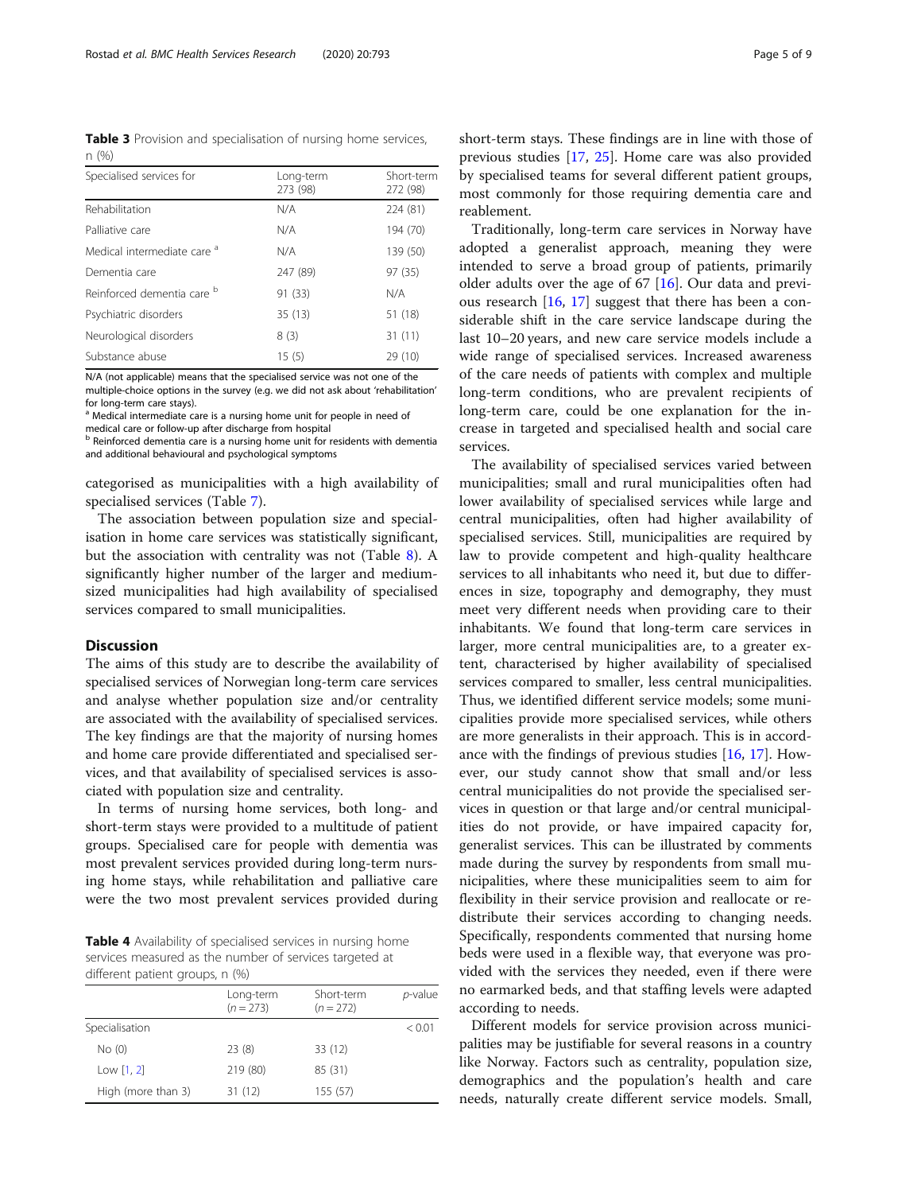**Table 3** Provision and specialisation of nursing home services, n (%)

| Specialised services for | Long-term 273 (98) | Short-term 272 (98) |
|---|---|---|
| Rehabilitation | N/A | 224 (81) |
| Palliative care | N/A | 194 (70) |
| Medical intermediate care [a] | N/A | 139 (50) |
| Dementia care | 247 (89) | 97 (35) |
| Reinforced dementia care [b] | 91 (33) | N/A |
| Psychiatric disorders | 35 (13) | 51 (18) |
| Neurological disorders | 8 (3) | 31 (11) |
| Substance abuse | 15 (5) | 29 (10) |

N/A (not applicable) means that the specialised service was not one of the multiple-choice options in the survey (e.g. we did not ask about 'rehabilitation' for long-term care stays).
[a] Medical intermediate care is a nursing home unit for people in need of medical care or follow-up after discharge from hospital
[b] Reinforced dementia care is a nursing home unit for residents with dementia and additional behavioural and psychological symptoms

categorised as municipalities with a high availability of specialised services (Table 7).

The association between population size and specialisation in home care services was statistically significant, but the association with centrality was not (Table 8). A significantly higher number of the larger and medium-sized municipalities had high availability of specialised services compared to small municipalities.

## Discussion

The aims of this study are to describe the availability of specialised services of Norwegian long-term care services and analyse whether population size and/or centrality are associated with the availability of specialised services. The key findings are that the majority of nursing homes and home care provide differentiated and specialised services, and that availability of specialised services is associated with population size and centrality.

In terms of nursing home services, both long- and short-term stays were provided to a multitude of patient groups. Specialised care for people with dementia was most prevalent services provided during long-term nursing home stays, while rehabilitation and palliative care were the two most prevalent services provided during short-term stays. These findings are in line with those of previous studies [17, 25]. Home care was also provided by specialised teams for several different patient groups, most commonly for those requiring dementia care and reablement.

Traditionally, long-term care services in Norway have adopted a generalist approach, meaning they were intended to serve a broad group of patients, primarily older adults over the age of 67 [16]. Our data and previous research [16, 17] suggest that there has been a considerable shift in the care service landscape during the last 10–20 years, and new care service models include a wide range of specialised services. Increased awareness of the care needs of patients with complex and multiple long-term conditions, who are prevalent recipients of long-term care, could be one explanation for the increase in targeted and specialised health and social care services.

The availability of specialised services varied between municipalities; small and rural municipalities often had lower availability of specialised services while large and central municipalities, often had higher availability of specialised services. Still, municipalities are required by law to provide competent and high-quality healthcare services to all inhabitants who need it, but due to differences in size, topography and demography, they must meet very different needs when providing care to their inhabitants. We found that long-term care services in larger, more central municipalities are, to a greater extent, characterised by higher availability of specialised services compared to smaller, less central municipalities. Thus, we identified different service models; some municipalities provide more specialised services, while others are more generalists in their approach. This is in accordance with the findings of previous studies [16, 17]. However, our study cannot show that small and/or less central municipalities do not provide the specialised services in question or that large and/or central municipalities do not provide, or have impaired capacity for, generalist services. This can be illustrated by comments made during the survey by respondents from small municipalities, where these municipalities seem to aim for flexibility in their service provision and reallocate or redistribute their services according to changing needs. Specifically, respondents commented that nursing home beds were used in a flexible way, that everyone was provided with the services they needed, even if there were no earmarked beds, and that staffing levels were adapted according to needs.

Different models for service provision across municipalities may be justifiable for several reasons in a country like Norway. Factors such as centrality, population size, demographics and the population's health and care needs, naturally create different service models. Small,

**Table 4** Availability of specialised services in nursing home services measured as the number of services targeted at different patient groups, n (%)

| | Long-term ($n = 273$) | Short-term ($n = 272$) | *p*-value |
|---|---|---|---|
| Specialisation | | | $< 0.01$ |
| No (0) | 23 (8) | 33 (12) | |
| Low [1, 2] | 219 (80) | 85 (31) | |
| High (more than 3) | 31 (12) | 155 (57) | |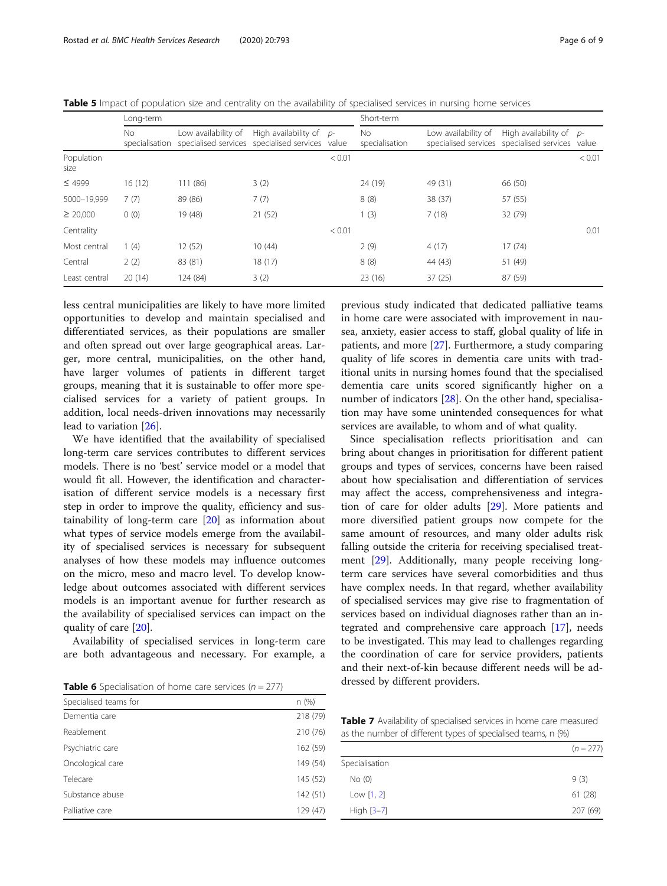**Table 5** Impact of population size and centrality on the availability of specialised services in nursing home services

| | Long-term | | | | Short-term | | | |
|---|---|---|---|---|---|---|---|---|
| | No specialisation | Low availability of specialised services | High availability of specialised services | p-value | No specialisation | Low availability of specialised services | High availability of specialised services | p-value |
| Population size | | | | < 0.01 | | | | < 0.01 |
| ≤ 4999 | 16 (12) | 111 (86) | 3 (2) | | 24 (19) | 49 (31) | 66 (50) | |
| 5000–19,999 | 7 (7) | 89 (86) | 7 (7) | | 8 (8) | 38 (37) | 57 (55) | |
| ≥ 20,000 | 0 (0) | 19 (48) | 21 (52) | | 1 (3) | 7 (18) | 32 (79) | |
| Centrality | | | | < 0.01 | | | | 0.01 |
| Most central | 1 (4) | 12 (52) | 10 (44) | | 2 (9) | 4 (17) | 17 (74) | |
| Central | 2 (2) | 83 (81) | 18 (17) | | 8 (8) | 44 (43) | 51 (49) | |
| Least central | 20 (14) | 124 (84) | 3 (2) | | 23 (16) | 37 (25) | 87 (59) | |

less central municipalities are likely to have more limited opportunities to develop and maintain specialised and differentiated services, as their populations are smaller and often spread out over large geographical areas. Larger, more central, municipalities, on the other hand, have larger volumes of patients in different target groups, meaning that it is sustainable to offer more specialised services for a variety of patient groups. In addition, local needs-driven innovations may necessarily lead to variation [26].

We have identified that the availability of specialised long-term care services contributes to different services models. There is no 'best' service model or a model that would fit all. However, the identification and characterisation of different service models is a necessary first step in order to improve the quality, efficiency and sustainability of long-term care [20] as information about what types of service models emerge from the availability of specialised services is necessary for subsequent analyses of how these models may influence outcomes on the micro, meso and macro level. To develop knowledge about outcomes associated with different services models is an important avenue for further research as the availability of specialised services can impact on the quality of care [20].

Availability of specialised services in long-term care are both advantageous and necessary. For example, a previous study indicated that dedicated palliative teams in home care were associated with improvement in nausea, anxiety, easier access to staff, global quality of life in patients, and more [27]. Furthermore, a study comparing quality of life scores in dementia care units with traditional units in nursing homes found that the specialised dementia care units scored significantly higher on a number of indicators [28]. On the other hand, specialisation may have some unintended consequences for what services are available, to whom and of what quality.

Since specialisation reflects prioritisation and can bring about changes in prioritisation for different patient groups and types of services, concerns have been raised about how specialisation and differentiation of services may affect the access, comprehensiveness and integration of care for older adults [29]. More patients and more diversified patient groups now compete for the same amount of resources, and many older adults risk falling outside the criteria for receiving specialised treatment [29]. Additionally, many people receiving long-term care services have several comorbidities and thus have complex needs. In that regard, whether availability of specialised services may give rise to fragmentation of services based on individual diagnoses rather than an integrated and comprehensive care approach [17], needs to be investigated. This may lead to challenges regarding the coordination of care for service providers, patients and their next-of-kin because different needs will be addressed by different providers.

**Table 6** Specialisation of home care services ($n = 277$)

| Specialised teams for | n (%) |
|---|---|
| Dementia care | 218 (79) |
| Reablement | 210 (76) |
| Psychiatric care | 162 (59) |
| Oncological care | 149 (54) |
| Telecare | 145 (52) |
| Substance abuse | 142 (51) |
| Palliative care | 129 (47) |

**Table 7** Availability of specialised services in home care measured as the number of different types of specialised teams, n (%)

| | ($n = 277$) |
|---|---|
| Specialisation | |
| No (0) | 9 (3) |
| Low [1, 2] | 61 (28) |
| High [3–7] | 207 (69) |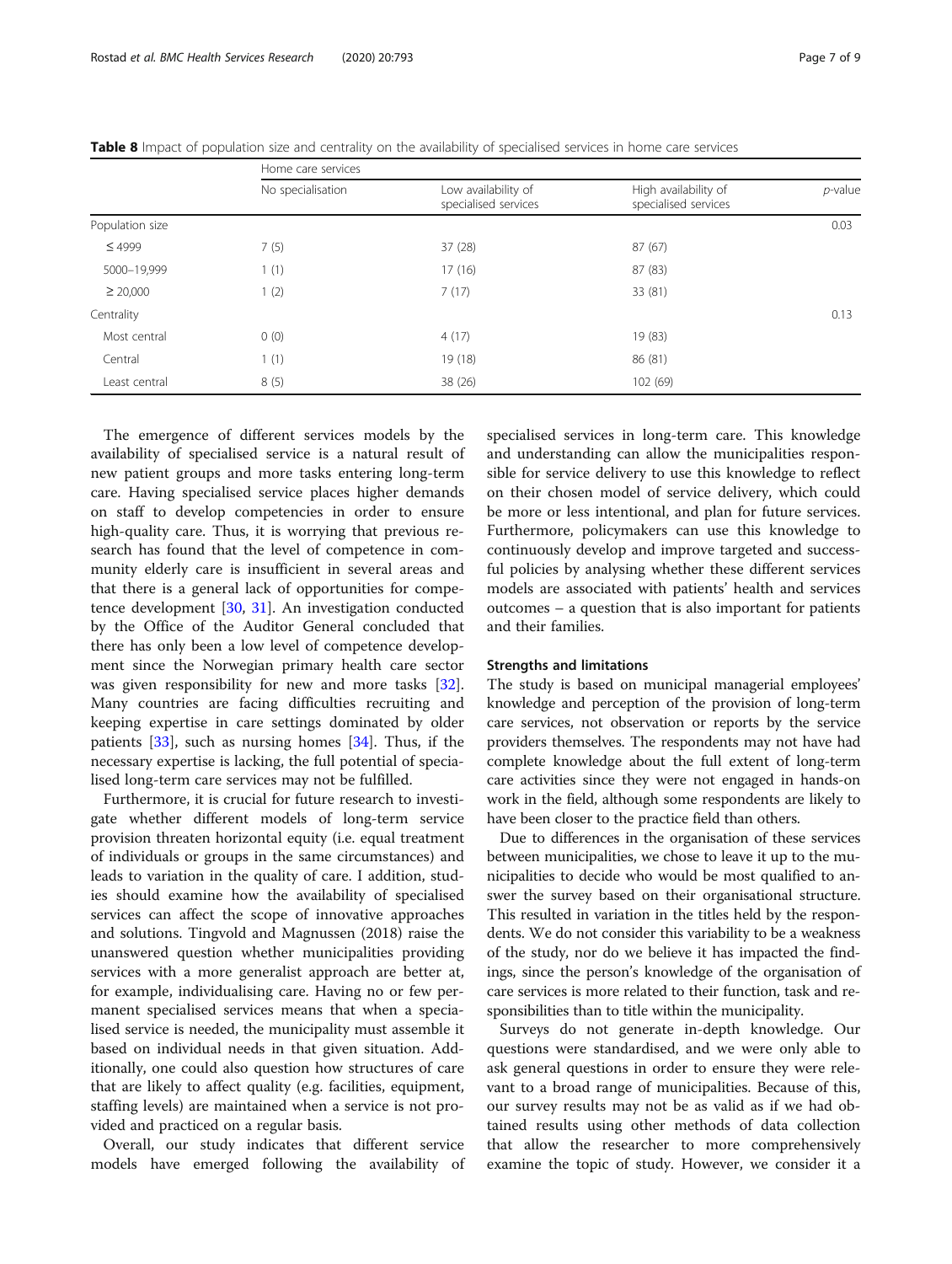**Table 8** Impact of population size and centrality on the availability of specialised services in home care services

| | Home care services | | | |
|---|---|---|---|---|
| | No specialisation | Low availability of specialised services | High availability of specialised services | *p*-value |
| Population size | | | | 0.03 |
| ≤ 4999 | 7 (5) | 37 (28) | 87 (67) | |
| 5000–19,999 | 1 (1) | 17 (16) | 87 (83) | |
| ≥ 20,000 | 1 (2) | 7 (17) | 33 (81) | |
| Centrality | | | | 0.13 |
| Most central | 0 (0) | 4 (17) | 19 (83) | |
| Central | 1 (1) | 19 (18) | 86 (81) | |
| Least central | 8 (5) | 38 (26) | 102 (69) | |

The emergence of different services models by the availability of specialised service is a natural result of new patient groups and more tasks entering long-term care. Having specialised service places higher demands on staff to develop competencies in order to ensure high-quality care. Thus, it is worrying that previous research has found that the level of competence in community elderly care is insufficient in several areas and that there is a general lack of opportunities for competence development [30, 31]. An investigation conducted by the Office of the Auditor General concluded that there has only been a low level of competence development since the Norwegian primary health care sector was given responsibility for new and more tasks [32]. Many countries are facing difficulties recruiting and keeping expertise in care settings dominated by older patients [33], such as nursing homes [34]. Thus, if the necessary expertise is lacking, the full potential of specialised long-term care services may not be fulfilled.

Furthermore, it is crucial for future research to investigate whether different models of long-term service provision threaten horizontal equity (i.e. equal treatment of individuals or groups in the same circumstances) and leads to variation in the quality of care. I addition, studies should examine how the availability of specialised services can affect the scope of innovative approaches and solutions. Tingvold and Magnussen (2018) raise the unanswered question whether municipalities providing services with a more generalist approach are better at, for example, individualising care. Having no or few permanent specialised services means that when a specialised service is needed, the municipality must assemble it based on individual needs in that given situation. Additionally, one could also question how structures of care that are likely to affect quality (e.g. facilities, equipment, staffing levels) are maintained when a service is not provided and practiced on a regular basis.

Overall, our study indicates that different service models have emerged following the availability of specialised services in long-term care. This knowledge and understanding can allow the municipalities responsible for service delivery to use this knowledge to reflect on their chosen model of service delivery, which could be more or less intentional, and plan for future services. Furthermore, policymakers can use this knowledge to continuously develop and improve targeted and successful policies by analysing whether these different services models are associated with patients' health and services outcomes – a question that is also important for patients and their families.

### Strengths and limitations

The study is based on municipal managerial employees' knowledge and perception of the provision of long-term care services, not observation or reports by the service providers themselves. The respondents may not have had complete knowledge about the full extent of long-term care activities since they were not engaged in hands-on work in the field, although some respondents are likely to have been closer to the practice field than others.

Due to differences in the organisation of these services between municipalities, we chose to leave it up to the municipalities to decide who would be most qualified to answer the survey based on their organisational structure. This resulted in variation in the titles held by the respondents. We do not consider this variability to be a weakness of the study, nor do we believe it has impacted the findings, since the person's knowledge of the organisation of care services is more related to their function, task and responsibilities than to title within the municipality.

Surveys do not generate in-depth knowledge. Our questions were standardised, and we were only able to ask general questions in order to ensure they were relevant to a broad range of municipalities. Because of this, our survey results may not be as valid as if we had obtained results using other methods of data collection that allow the researcher to more comprehensively examine the topic of study. However, we consider it a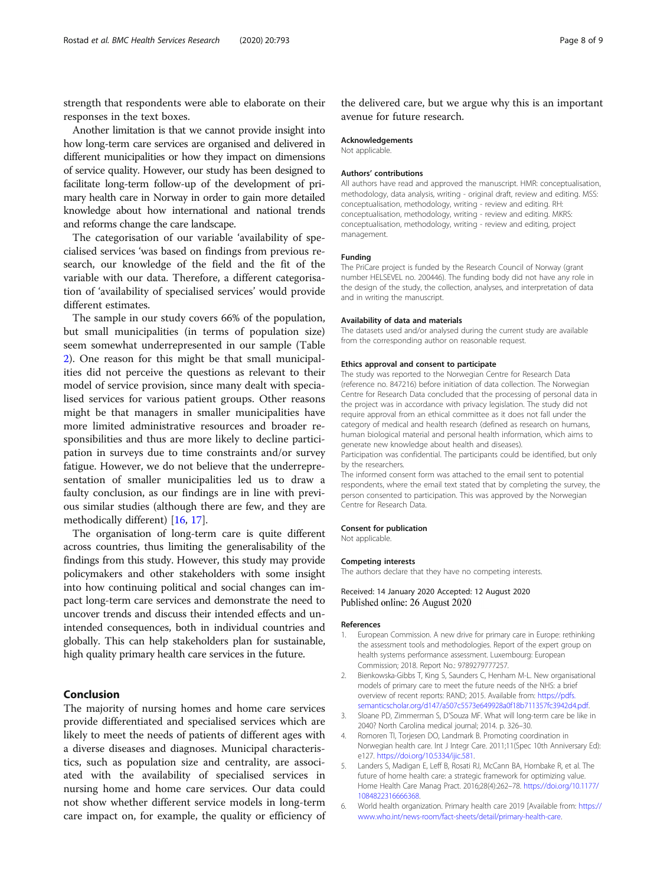strength that respondents were able to elaborate on their responses in the text boxes.

Another limitation is that we cannot provide insight into how long-term care services are organised and delivered in different municipalities or how they impact on dimensions of service quality. However, our study has been designed to facilitate long-term follow-up of the development of primary health care in Norway in order to gain more detailed knowledge about how international and national trends and reforms change the care landscape.

The categorisation of our variable 'availability of specialised services 'was based on findings from previous research, our knowledge of the field and the fit of the variable with our data. Therefore, a different categorisation of 'availability of specialised services' would provide different estimates.

The sample in our study covers 66% of the population, but small municipalities (in terms of population size) seem somewhat underrepresented in our sample (Table 2). One reason for this might be that small municipalities did not perceive the questions as relevant to their model of service provision, since many dealt with specialised services for various patient groups. Other reasons might be that managers in smaller municipalities have more limited administrative resources and broader responsibilities and thus are more likely to decline participation in surveys due to time constraints and/or survey fatigue. However, we do not believe that the underrepresentation of smaller municipalities led us to draw a faulty conclusion, as our findings are in line with previous similar studies (although there are few, and they are methodically different) [16, 17].

The organisation of long-term care is quite different across countries, thus limiting the generalisability of the findings from this study. However, this study may provide policymakers and other stakeholders with some insight into how continuing political and social changes can impact long-term care services and demonstrate the need to uncover trends and discuss their intended effects and unintended consequences, both in individual countries and globally. This can help stakeholders plan for sustainable, high quality primary health care services in the future.

## Conclusion

The majority of nursing homes and home care services provide differentiated and specialised services which are likely to meet the needs of patients of different ages with a diverse diseases and diagnoses. Municipal characteristics, such as population size and centrality, are associated with the availability of specialised services in nursing home and home care services. Our data could not show whether different service models in long-term care impact on, for example, the quality or efficiency of the delivered care, but we argue why this is an important avenue for future research.

### Acknowledgements

Not applicable.

### Authors' contributions

All authors have read and approved the manuscript. HMR: conceptualisation, methodology, data analysis, writing - original draft, review and editing. MSS: conceptualisation, methodology, writing - review and editing. RH: conceptualisation, methodology, writing - review and editing. MKRS: conceptualisation, methodology, writing - review and editing, project management.

### Funding

The PriCare project is funded by the Research Council of Norway (grant number HELSEVEL no. 200446). The funding body did not have any role in the design of the study, the collection, analyses, and interpretation of data and in writing the manuscript.

### Availability of data and materials

The datasets used and/or analysed during the current study are available from the corresponding author on reasonable request.

### Ethics approval and consent to participate

The study was reported to the Norwegian Centre for Research Data (reference no. 847216) before initiation of data collection. The Norwegian Centre for Research Data concluded that the processing of personal data in the project was in accordance with privacy legislation. The study did not require approval from an ethical committee as it does not fall under the category of medical and health research (defined as research on humans, human biological material and personal health information, which aims to generate new knowledge about health and diseases).

Participation was confidential. The participants could be identified, but only by the researchers.

The informed consent form was attached to the email sent to potential respondents, where the email text stated that by completing the survey, the person consented to participation. This was approved by the Norwegian Centre for Research Data.

### Consent for publication

Not applicable.

### Competing interests

The authors declare that they have no competing interests.

Received: 14 January 2020 Accepted: 12 August 2020
Published online: 26 August 2020

### References

1. European Commission. A new drive for primary care in Europe: rethinking the assessment tools and methodologies. Report of the expert group on health systems performance assessment. Luxembourg: European Commission; 2018. Report No.: 9789279777257.
2. Bienkowska-Gibbs T, King S, Saunders C, Henham M-L. New organisational models of primary care to meet the future needs of the NHS: a brief overview of recent reports: RAND; 2015. Available from: https://pdfs.semanticscholar.org/d147/a507c5573e649928a0f18b711357fc3942d4.pdf.
3. Sloane PD, Zimmerman S, D'Souza MF. What will long-term care be like in 2040? North Carolina medical journal; 2014. p. 326–30.
4. Romoren TI, Torjesen DO, Landmark B. Promoting coordination in Norwegian health care. Int J Integr Care. 2011;11(Spec 10th Anniversary Ed): e127. https://doi.org/10.5334/ijic.581.
5. Landers S, Madigan E, Leff B, Rosati RJ, McCann BA, Hornbake R, et al. The future of home health care: a strategic framework for optimizing value. Home Health Care Manag Pract. 2016;28(4):262–78. https://doi.org/10.1177/1084822316666368.
6. World health organization. Primary health care 2019 [Available from: https://www.who.int/news-room/fact-sheets/detail/primary-health-care.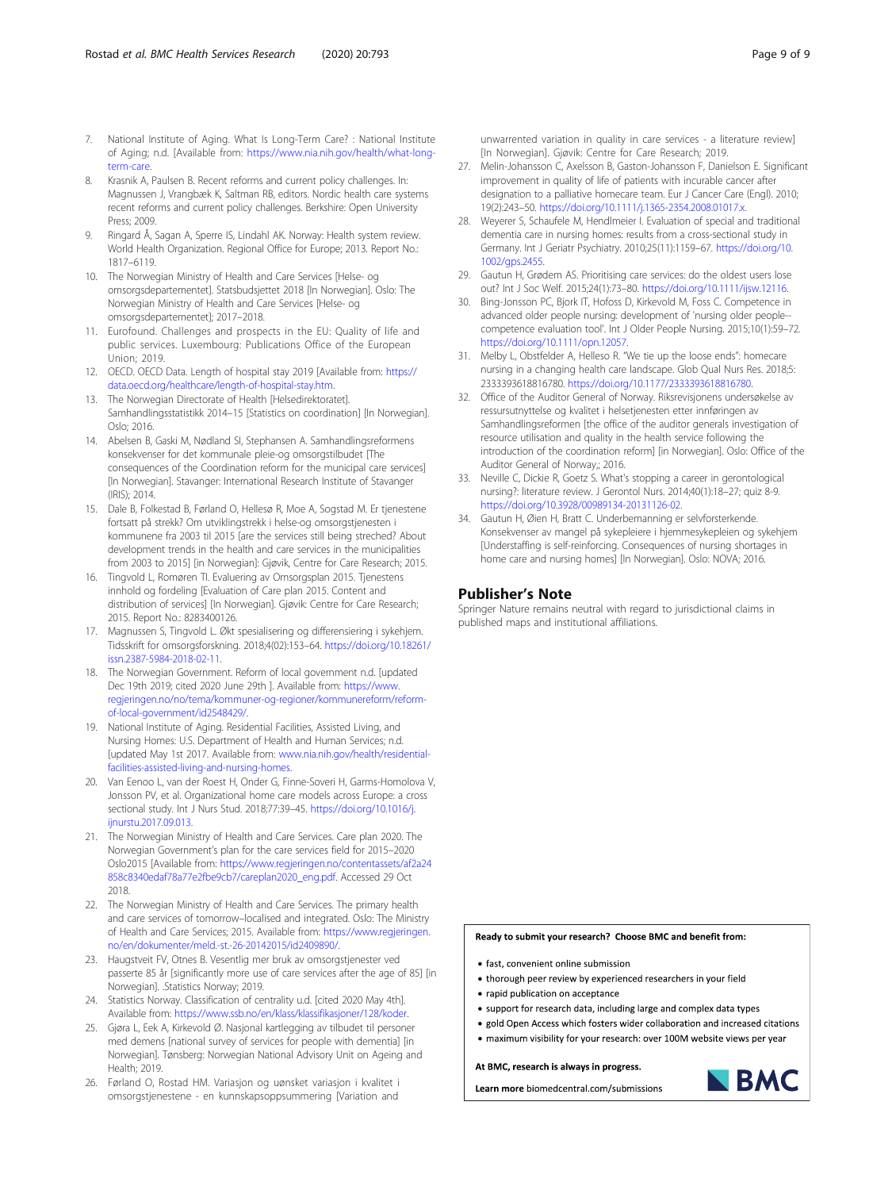7. National Institute of Aging. What Is Long-Term Care? : National Institute of Aging; n.d. [Available from: https://www.nia.nih.gov/health/what-long-term-care.
8. Krasnik A, Paulsen B. Recent reforms and current policy challenges. In: Magnussen J, Vrangbæk K, Saltman RB, editors. Nordic health care systems recent reforms and current policy challenges. Berkshire: Open University Press; 2009.
9. Ringard Å, Sagan A, Sperre IS, Lindahl AK. Norway: Health system review. World Health Organization. Regional Office for Europe; 2013. Report No.: 1817–6119.
10. The Norwegian Ministry of Health and Care Services [Helse- og omsorgsdepartementet]. Statsbudsjettet 2018 [In Norwegian]. Oslo: The Norwegian Ministry of Health and Care Services [Helse- og omsorgsdepartementet]; 2017–2018.
11. Eurofound. Challenges and prospects in the EU: Quality of life and public services. Luxembourg: Publications Office of the European Union; 2019.
12. OECD. OECD Data. Length of hospital stay 2019 [Available from: https://data.oecd.org/healthcare/length-of-hospital-stay.htm.
13. The Norwegian Directorate of Health [Helsedirektoratet]. Samhandlingsstatistikk 2014–15 [Statistics on coordination] [In Norwegian]. Oslo; 2016.
14. Abelsen B, Gaski M, Nødland SI, Stephansen A. Samhandlingsreformens konsekvenser for det kommunale pleie-og omsorgstilbudet [The consequences of the Coordination reform for the municipal care services] [In Norwegian]. Stavanger: International Research Institute of Stavanger (IRIS); 2014.
15. Dale B, Folkestad B, Førland O, Hellesø R, Moe A, Sogstad M. Er tjenestene fortsatt på strekk? Om utviklingstrekk i helse-og omsorgstjenesten i kommunene fra 2003 til 2015 [are the services still being streched? About development trends in the health and care services in the municipalities from 2003 to 2015] [in Norwegian]: Gjøvik, Centre for Care Research; 2015.
16. Tingvold L, Romøren TI. Evaluering av Omsorgsplan 2015. Tjenestens innhold og fordeling [Evaluation of Care plan 2015. Content and distribution of services] [In Norwegian]. Gjøvik: Centre for Care Research; 2015. Report No.: 8283400126.
17. Magnussen S, Tingvold L. Økt spesialisering og differensiering i sykehjem. Tidsskrift for omsorgsforskning. 2018;4(02):153–64. https://doi.org/10.18261/issn.2387-5984-2018-02-11.
18. The Norwegian Government. Reform of local government n.d. [updated Dec 19th 2019; cited 2020 June 29th ]. Available from: https://www.regjeringen.no/no/tema/kommuner-og-regioner/kommunereform/reform-of-local-government/id2548429/.
19. National Institute of Aging. Residential Facilities, Assisted Living, and Nursing Homes: U.S. Department of Health and Human Services; n.d. [updated May 1st 2017. Available from: www.nia.nih.gov/health/residential-facilities-assisted-living-and-nursing-homes.
20. Van Eenoo L, van der Roest H, Onder G, Finne-Soveri H, Garms-Homolova V, Jonsson PV, et al. Organizational home care models across Europe: a cross sectional study. Int J Nurs Stud. 2018;77:39–45. https://doi.org/10.1016/j.ijnurstu.2017.09.013.
21. The Norwegian Ministry of Health and Care Services. Care plan 2020. The Norwegian Government's plan for the care services field for 2015–2020 Oslo2015 [Available from: https://www.regjeringen.no/contentassets/af2a24858c8340edaf78a77e2fbe9cb7/careplan2020_eng.pdf. Accessed 29 Oct 2018.
22. The Norwegian Ministry of Health and Care Services. The primary health and care services of tomorrow–localised and integrated. Oslo: The Ministry of Health and Care Services; 2015. Available from: https://www.regjeringen.no/en/dokumenter/meld.-st.-26-20142015/id2409890/.
23. Haugstveit FV, Otnes B. Vesentlig mer bruk av omsorgstjenester ved passerte 85 år [significantly more use of care services after the age of 85] [in Norwegian]. .Statistics Norway; 2019.
24. Statistics Norway. Classification of centrality u.d. [cited 2020 May 4th]. Available from: https://www.ssb.no/en/klass/klassifikasjoner/128/koder.
25. Gjøra L, Eek A, Kirkevold Ø. Nasjonal kartlegging av tilbudet til personer med demens [national survey of services for people with dementia] [in Norwegian]. Tønsberg: Norwegian National Advisory Unit on Ageing and Health; 2019.
26. Førland O, Rostad HM. Variasjon og uønsket variasjon i kvalitet i omsorgstjenestene - en kunnskapsoppsummering [Variation and unwarrented variation in quality in care services - a literature review] [In Norwegian]. Gjøvik: Centre for Care Research; 2019.
27. Melin-Johansson C, Axelsson B, Gaston-Johansson F, Danielson E. Significant improvement in quality of life of patients with incurable cancer after designation to a palliative homecare team. Eur J Cancer Care (Engl). 2010; 19(2):243–50. https://doi.org/10.1111/j.1365-2354.2008.01017.x.
28. Weyerer S, Schaufele M, Hendlmeier I. Evaluation of special and traditional dementia care in nursing homes: results from a cross-sectional study in Germany. Int J Geriatr Psychiatry. 2010;25(11):1159–67. https://doi.org/10.1002/gps.2455.
29. Gautun H, Grødem AS. Prioritising care services: do the oldest users lose out? Int J Soc Welf. 2015;24(1):73–80. https://doi.org/10.1111/ijsw.12116.
30. Bing-Jonsson PC, Bjork IT, Hofoss D, Kirkevold M, Foss C. Competence in advanced older people nursing: development of 'nursing older people--competence evaluation tool'. Int J Older People Nursing. 2015;10(1):59–72. https://doi.org/10.1111/opn.12057.
31. Melby L, Obstfelder A, Helleso R. "We tie up the loose ends": homecare nursing in a changing health care landscape. Glob Qual Nurs Res. 2018;5: 2333393618816780. https://doi.org/10.1177/2333393618816780.
32. Office of the Auditor General of Norway. Riksrevisjonens undersøkelse av ressursutnyttelse og kvalitet i helsetjenesten etter innføringen av Samhandlingsreformen [the office of the auditor generals investigation of resource utilisation and quality in the health service following the introduction of the coordination reform] [in Norwegian]. Oslo: Office of the Auditor General of Norway,; 2016.
33. Neville C, Dickie R, Goetz S. What's stopping a career in gerontological nursing?: literature review. J Gerontol Nurs. 2014;40(1):18–27; quiz 8-9. https://doi.org/10.3928/00989134-20131126-02.
34. Gautun H, Øien H, Bratt C. Underbemanning er selvforsterkende. Konsekvenser av mangel på sykepleiere i hjemmesykepleien og sykehjem [Understaffing is self-reinforcing. Consequences of nursing shortages in home care and nursing homes] [In Norwegian]. Oslo: NOVA; 2016.

## Publisher's Note

Springer Nature remains neutral with regard to jurisdictional claims in published maps and institutional affiliations.

**Ready to submit your research? Choose BMC and benefit from:**

- fast, convenient online submission
- thorough peer review by experienced researchers in your field
- rapid publication on acceptance
- support for research data, including large and complex data types
- gold Open Access which fosters wider collaboration and increased citations
- maximum visibility for your research: over 100M website views per year

**At BMC, research is always in progress.**

**Learn more** biomedcentral.com/submissions

BMC